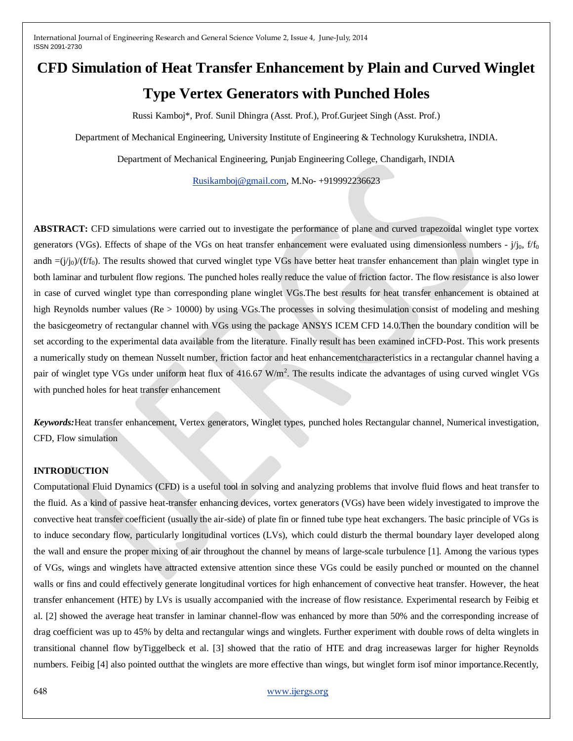# CFD Simulation of Heat Transfer Enhancement by Plain and Curved Winglet Type Vertex Generators with Punched Holes

Russi Kamboj*, Prof. Sunil Dhingra (Asst. Prof.), Prof.Gurjeet Singh (Asst. Prof.)

Department of Mechanical Engineering, University Institute of Engineering & Technology Kurukshetra, INDIA.

Department of Mechanical Engineering, Punjab Engineering College, Chandigarh, INDIA

Rusikamboj@gmail.com, M.No- +919992236623

**ABSTRACT:** CFD simulations were carried out to investigate the performance of plane and curved trapezoidal winglet type vortex generators (VGs). Effects of shape of the VGs on heat transfer enhancement were evaluated using dimensionless numbers - $j/j_0$, $f/f_0$ andh $=(j/j_0)/(f/f_0)$. The results showed that curved winglet type VGs have better heat transfer enhancement than plain winglet type in both laminar and turbulent flow regions. The punched holes really reduce the value of friction factor. The flow resistance is also lower in case of curved winglet type than corresponding plane winglet VGs.The best results for heat transfer enhancement is obtained at high Reynolds number values (Re > 10000) by using VGs.The processes in solving thesimulation consist of modeling and meshing the basicgeometry of rectangular channel with VGs using the package ANSYS ICEM CFD 14.0.Then the boundary condition will be set according to the experimental data available from the literature. Finally result has been examined inCFD-Post. This work presents a numerically study on themean Nusselt number, friction factor and heat enhancementcharacteristics in a rectangular channel having a pair of winglet type VGs under uniform heat flux of 416.67 $W/m^2$. The results indicate the advantages of using curved winglet VGs with punched holes for heat transfer enhancement

***Keywords:***Heat transfer enhancement, Vertex generators, Winglet types, punched holes Rectangular channel, Numerical investigation, CFD, Flow simulation

## INTRODUCTION

Computational Fluid Dynamics (CFD) is a useful tool in solving and analyzing problems that involve fluid flows and heat transfer to the fluid. As a kind of passive heat-transfer enhancing devices, vortex generators (VGs) have been widely investigated to improve the convective heat transfer coefficient (usually the air-side) of plate fin or finned tube type heat exchangers. The basic principle of VGs is to induce secondary flow, particularly longitudinal vortices (LVs), which could disturb the thermal boundary layer developed along the wall and ensure the proper mixing of air throughout the channel by means of large-scale turbulence [1]. Among the various types of VGs, wings and winglets have attracted extensive attention since these VGs could be easily punched or mounted on the channel walls or fins and could effectively generate longitudinal vortices for high enhancement of convective heat transfer. However, the heat transfer enhancement (HTE) by LVs is usually accompanied with the increase of flow resistance. Experimental research by Feibig et al. [2] showed the average heat transfer in laminar channel-flow was enhanced by more than 50% and the corresponding increase of drag coefficient was up to 45% by delta and rectangular wings and winglets. Further experiment with double rows of delta winglets in transitional channel flow byTiggelbeck et al. [3] showed that the ratio of HTE and drag increasewas larger for higher Reynolds numbers. Feibig [4] also pointed outthat the winglets are more effective than wings, but winglet form isof minor importance.Recently,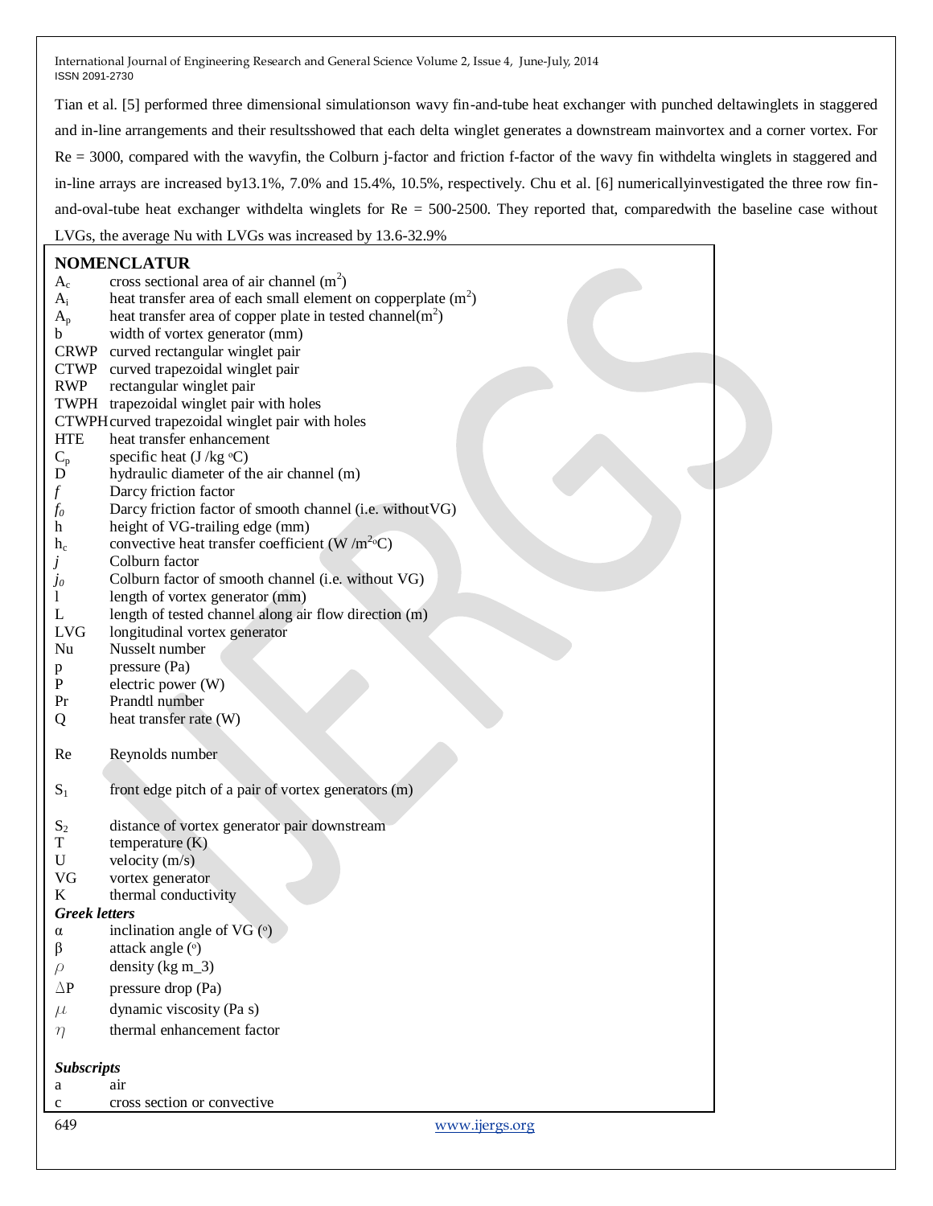Tian et al. [5] performed three dimensional simulationson wavy fin-and-tube heat exchanger with punched deltawinglets in staggered and in-line arrangements and their resultsshowed that each delta winglet generates a downstream mainvortex and a corner vortex. For Re = 3000, compared with the wavyfin, the Colburn j-factor and friction f-factor of the wavy fin withdelta winglets in staggered and in-line arrays are increased by13.1%, 7.0% and 15.4%, 10.5%, respectively. Chu et al. [6] numericallyinvestigated the three row fin-and-oval-tube heat exchanger withdelta winglets for Re = 500-2500. They reported that, comparedwith the baseline case without LVGs, the average Nu with LVGs was increased by 13.6-32.9%

## NOMENCLATUR

| | |
|---|---|
| $A_c$ | cross sectional area of air channel ($m^2$) |
| $A_i$ | heat transfer area of each small element on copperplate ($m^2$) |
| $A_p$ | heat transfer area of copper plate in tested channel($m^2$) |
| b | width of vortex generator (mm) |
| CRWP | curved rectangular winglet pair |
| CTWP | curved trapezoidal winglet pair |
| RWP | rectangular winglet pair |
| TWPH | trapezoidal winglet pair with holes |
| CTWPH | curved trapezoidal winglet pair with holes |
| HTE | heat transfer enhancement |
| $C_p$ | specific heat (J /kg °C) |
| D | hydraulic diameter of the air channel (m) |
| $f$ | Darcy friction factor |
| $f_0$ | Darcy friction factor of smooth channel (i.e. withoutVG) |
| h | height of VG-trailing edge (mm) |
| $h_c$ | convective heat transfer coefficient (W /$m^2$°C) |
| $j$ | Colburn factor |
| $j_0$ | Colburn factor of smooth channel (i.e. without VG) |
| l | length of vortex generator (mm) |
| L | length of tested channel along air flow direction (m) |
| LVG | longitudinal vortex generator |
| Nu | Nusselt number |
| p | pressure (Pa) |
| P | electric power (W) |
| Pr | Prandtl number |
| Q | heat transfer rate (W) |
| Re | Reynolds number |
| $S_1$ | front edge pitch of a pair of vortex generators (m) |
| $S_2$ | distance of vortex generator pair downstream |
| T | temperature (K) |
| U | velocity (m/s) |
| VG | vortex generator |
| K | thermal conductivity |

***Greek letters***

| | |
|---|---|
| $\alpha$ | inclination angle of VG (°) |
| $\beta$ | attack angle (°) |
| $\rho$ | density (kg m_3) |
| $\Delta$P | pressure drop (Pa) |
| $\mu$ | dynamic viscosity (Pa s) |
| $\eta$ | thermal enhancement factor |

***Subscripts***

| | |
|---|---|
| a | air |
| c | cross section or convective |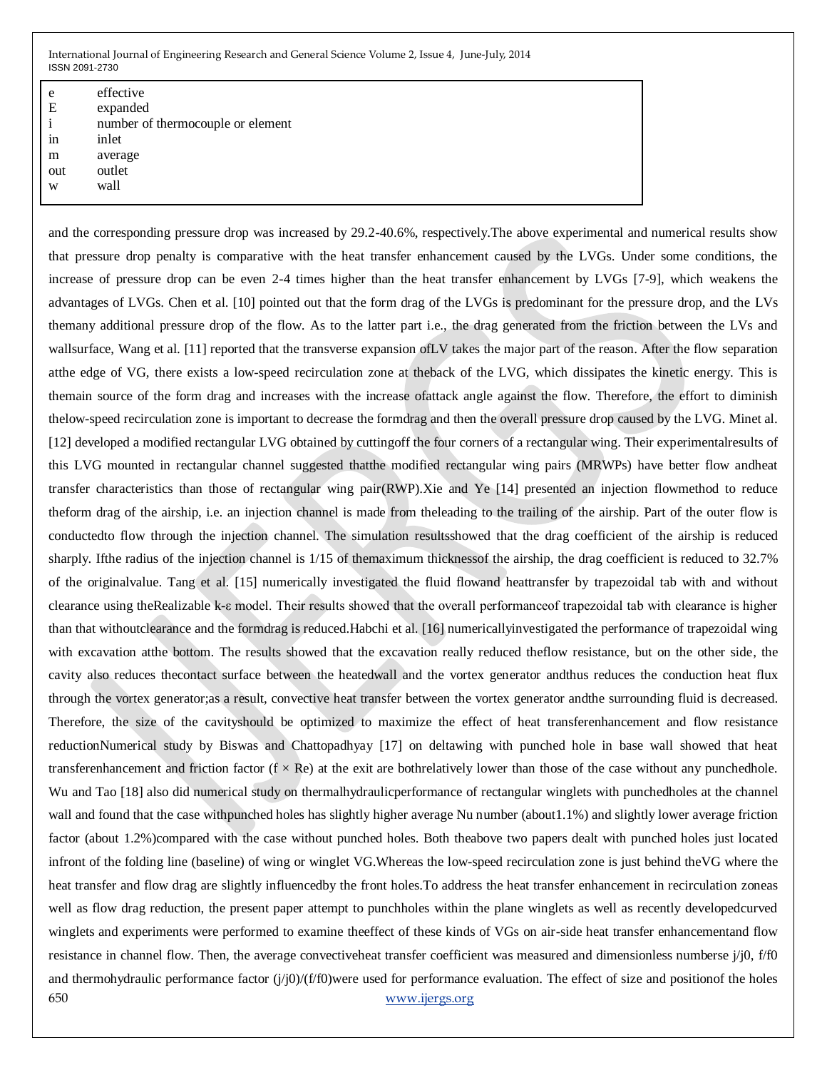| | |
|---|---|
| e | effective |
| E | expanded |
| i | number of thermocouple or element |
| in | inlet |
| m | average |
| out | outlet |
| w | wall |

and the corresponding pressure drop was increased by 29.2-40.6%, respectively.The above experimental and numerical results show that pressure drop penalty is comparative with the heat transfer enhancement caused by the LVGs. Under some conditions, the increase of pressure drop can be even 2-4 times higher than the heat transfer enhancement by LVGs [7-9], which weakens the advantages of LVGs. Chen et al. [10] pointed out that the form drag of the LVGs is predominant for the pressure drop, and the LVs themany additional pressure drop of the flow. As to the latter part i.e., the drag generated from the friction between the LVs and wallsurface, Wang et al. [11] reported that the transverse expansion ofLV takes the major part of the reason. After the flow separation atthe edge of VG, there exists a low-speed recirculation zone at theback of the LVG, which dissipates the kinetic energy. This is themain source of the form drag and increases with the increase ofattack angle against the flow. Therefore, the effort to diminish thelow-speed recirculation zone is important to decrease the formdrag and then the overall pressure drop caused by the LVG. Minet al. [12] developed a modified rectangular LVG obtained by cuttingoff the four corners of a rectangular wing. Their experimentalresults of this LVG mounted in rectangular channel suggested thatthe modified rectangular wing pairs (MRWPs) have better flow andheat transfer characteristics than those of rectangular wing pair(RWP).Xie and Ye [14] presented an injection flowmethod to reduce theform drag of the airship, i.e. an injection channel is made from theleading to the trailing of the airship. Part of the outer flow is conductedto flow through the injection channel. The simulation resultsshowed that the drag coefficient of the airship is reduced sharply. Ifthe radius of the injection channel is 1/15 of themaximum thicknessof the airship, the drag coefficient is reduced to 32.7% of the originalvalue. Tang et al. [15] numerically investigated the fluid flowand heattransfer by trapezoidal tab with and without clearance using theRealizable k-ε model. Their results showed that the overall performanceof trapezoidal tab with clearance is higher than that withoutclearance and the formdrag is reduced.Habchi et al. [16] numericallyinvestigated the performance of trapezoidal wing with excavation atthe bottom. The results showed that the excavation really reduced theflow resistance, but on the other side, the cavity also reduces thecontact surface between the heatedwall and the vortex generator andthus reduces the conduction heat flux through the vortex generator;as a result, convective heat transfer between the vortex generator andthe surrounding fluid is decreased. Therefore, the size of the cavityshould be optimized to maximize the effect of heat transferenhancement and flow resistance reductionNumerical study by Biswas and Chattopadhyay [17] on deltawing with punched hole in base wall showed that heat transferenhancement and friction factor ($f \times Re$) at the exit are bothrelatively lower than those of the case without any punchedhole. Wu and Tao [18] also did numerical study on thermalhydraulicperformance of rectangular winglets with punchedholes at the channel wall and found that the case withpunched holes has slightly higher average Nu number (about1.1%) and slightly lower average friction factor (about 1.2%)compared with the case without punched holes. Both theabove two papers dealt with punched holes just located infront of the folding line (baseline) of wing or winglet VG.Whereas the low-speed recirculation zone is just behind theVG where the heat transfer and flow drag are slightly influencedby the front holes.To address the heat transfer enhancement in recirculation zoneas well as flow drag reduction, the present paper attempt to punchholes within the plane winglets as well as recently developedcurved winglets and experiments were performed to examine theeffect of these kinds of VGs on air-side heat transfer enhancementand flow resistance in channel flow. Then, the average convectiveheat transfer coefficient was measured and dimensionless numberse $j/j_0$, $f/f_0$ and thermohydraulic performance factor $(j/j_0)/(f/f_0)$were used for performance evaluation. The effect of size and positionof the holes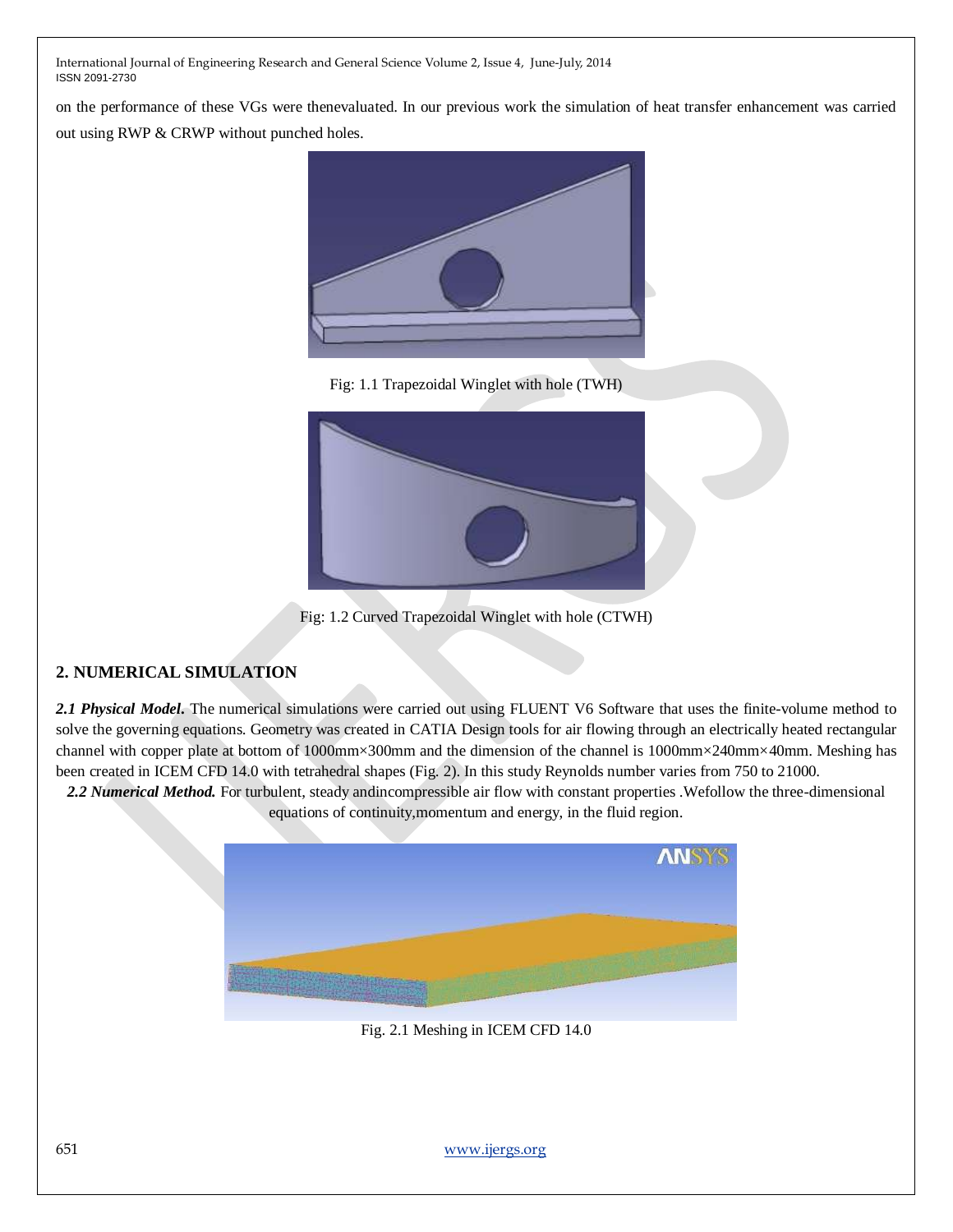on the performance of these VGs were thenevaluated. In our previous work the simulation of heat transfer enhancement was carried out using RWP & CRWP without punched holes.

Fig: 1.1 Trapezoidal Winglet with hole (TWH)

Fig: 1.2 Curved Trapezoidal Winglet with hole (CTWH)

## 2. NUMERICAL SIMULATION

***2.1 Physical Model.*** The numerical simulations were carried out using FLUENT V6 Software that uses the finite-volume method to solve the governing equations. Geometry was created in CATIA Design tools for air flowing through an electrically heated rectangular channel with copper plate at bottom of 1000mm×300mm and the dimension of the channel is 1000mm×240mm×40mm. Meshing has been created in ICEM CFD 14.0 with tetrahedral shapes (Fig. 2). In this study Reynolds number varies from 750 to 21000.

***2.2 Numerical Method.*** For turbulent, steady andincompressible air flow with constant properties .Wefollow the three-dimensional equations of continuity,momentum and energy, in the fluid region.

Fig. 2.1 Meshing in ICEM CFD 14.0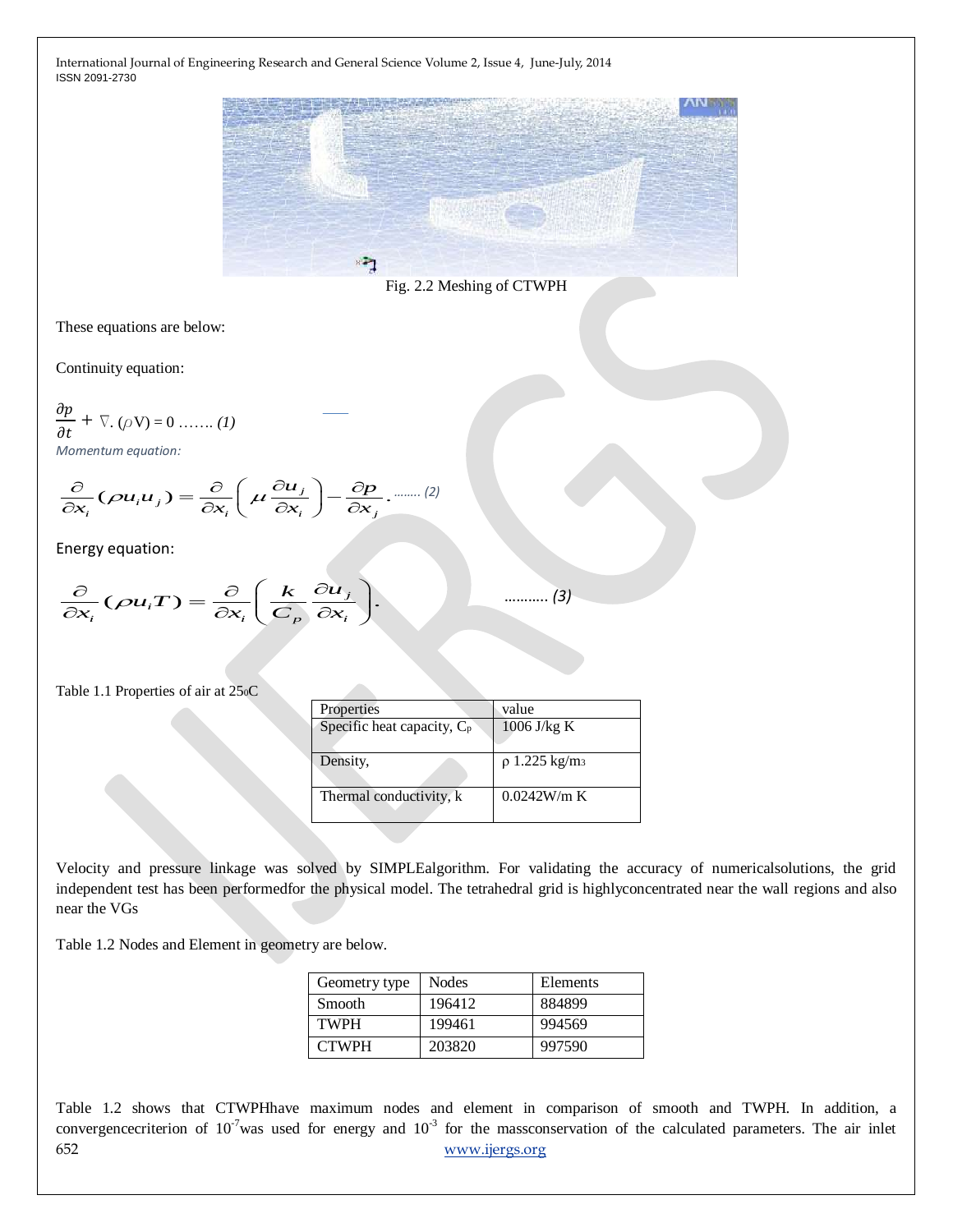Fig. 2.2 Meshing of CTWPH

These equations are below:

Continuity equation:

$$\frac{\partial p}{\partial t} + \nabla.(\rho \mathrm{V}) = 0 \text{ ....... } (1)$$

*Momentum equation:*

$$\frac{\partial}{\partial x_i}(\rho u_i u_j) = \frac{\partial}{\partial x_i}\left(\mu \frac{\partial u_j}{\partial x_i}\right) - \frac{\partial p}{\partial x_j} \text{ ........ } (2)$$

Energy equation:

$$\frac{\partial}{\partial x_i}(\rho u_i T) = \frac{\partial}{\partial x_i}\left(\frac{k}{C_p}\frac{\partial u_j}{\partial x_i}\right). \text{ ........... } (3)$$

Table 1.1 Properties of air at 25$^0$C

| Properties | value |
|---|---|
| Specific heat capacity, $C_p$ | 1006 J/kg K |
| Density, | ρ 1.225 kg/m$^3$ |
| Thermal conductivity, k | 0.0242W/m K |

Velocity and pressure linkage was solved by SIMPLEalgorithm. For validating the accuracy of numericalsolutions, the grid independent test has been performedfor the physical model. The tetrahedral grid is highlyconcentrated near the wall regions and also near the VGs

Table 1.2 Nodes and Element in geometry are below.

| Geometry type | Nodes | Elements |
|---|---|---|
| Smooth | 196412 | 884899 |
| TWPH | 199461 | 994569 |
| CTWPH | 203820 | 997590 |

Table 1.2 shows that CTWPHhave maximum nodes and element in comparison of smooth and TWPH. In addition, a convergencecriterion of $10^{-7}$was used for energy and $10^{-3}$ for the massconservation of the calculated parameters. The air inlet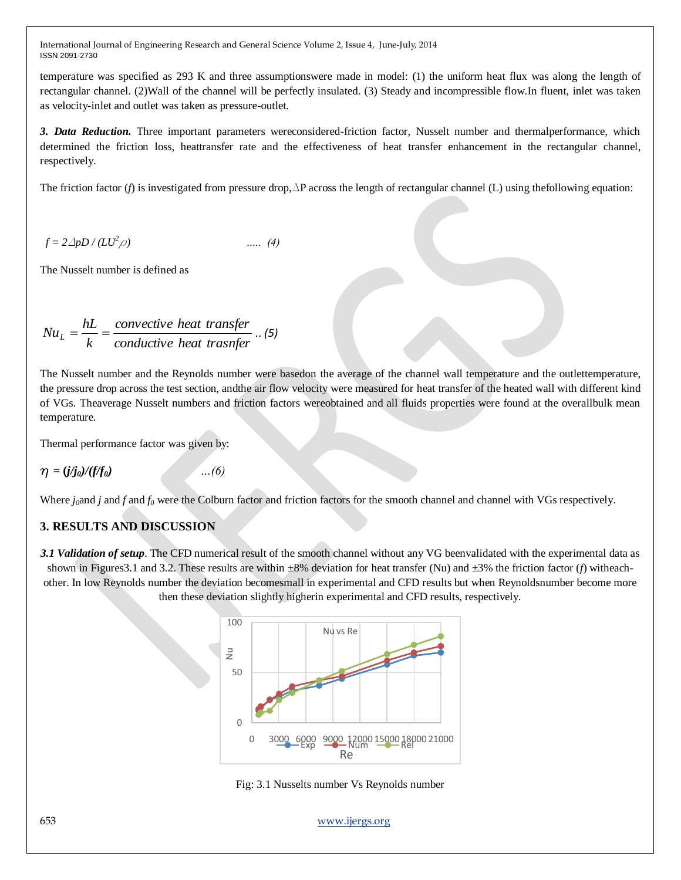temperature was specified as 293 K and three assumptionswere made in model: (1) the uniform heat flux was along the length of rectangular channel. (2)Wall of the channel will be perfectly insulated. (3) Steady and incompressible flow.In fluent, inlet was taken as velocity-inlet and outlet was taken as pressure-outlet.

***3. Data Reduction.*** Three important parameters wereconsidered-friction factor, Nusselt number and thermalperformance, which determined the friction loss, heattransfer rate and the effectiveness of heat transfer enhancement in the rectangular channel, respectively.

The friction factor ($f$) is investigated from pressure drop, $\triangle$P across the length of rectangular channel (L) using thefollowing equation:

$$f = 2\triangle pD / (LU^2\rho) \qquad ..... \quad (4)$$

The Nusselt number is defined as

$$Nu_L = \frac{hL}{k} = \frac{convective\ heat\ transfer}{conductive\ heat\ trasnfer} \ ..\ (5)$$

The Nusselt number and the Reynolds number were basedon the average of the channel wall temperature and the outlettemperature, the pressure drop across the test section, andthe air flow velocity were measured for heat transfer of the heated wall with different kind of VGs. Theaverage Nusselt numbers and friction factors wereobtained and all fluids properties were found at the overallbulk mean temperature.

Thermal performance factor was given by:

$$\eta = (j/j_0)/(f/f_0) \qquad ...(6)$$

Where $j_0$and $j$ and $f$ and $f_0$ were the Colburn factor and friction factors for the smooth channel and channel with VGs respectively.

## 3. RESULTS AND DISCUSSION

***3.1 Validation of setup***. The CFD numerical result of the smooth channel without any VG beenvalidated with the experimental data as shown in Figures3.1 and 3.2. These results are within ±8% deviation for heat transfer (Nu) and ±3% the friction factor ($f$) witheach-other. In low Reynolds number the deviation becomessmall in experimental and CFD results but when Reynoldsnumber become more then these deviation slightly higherin experimental and CFD results, respectively.

Fig: 3.1 Nusselts number Vs Reynolds number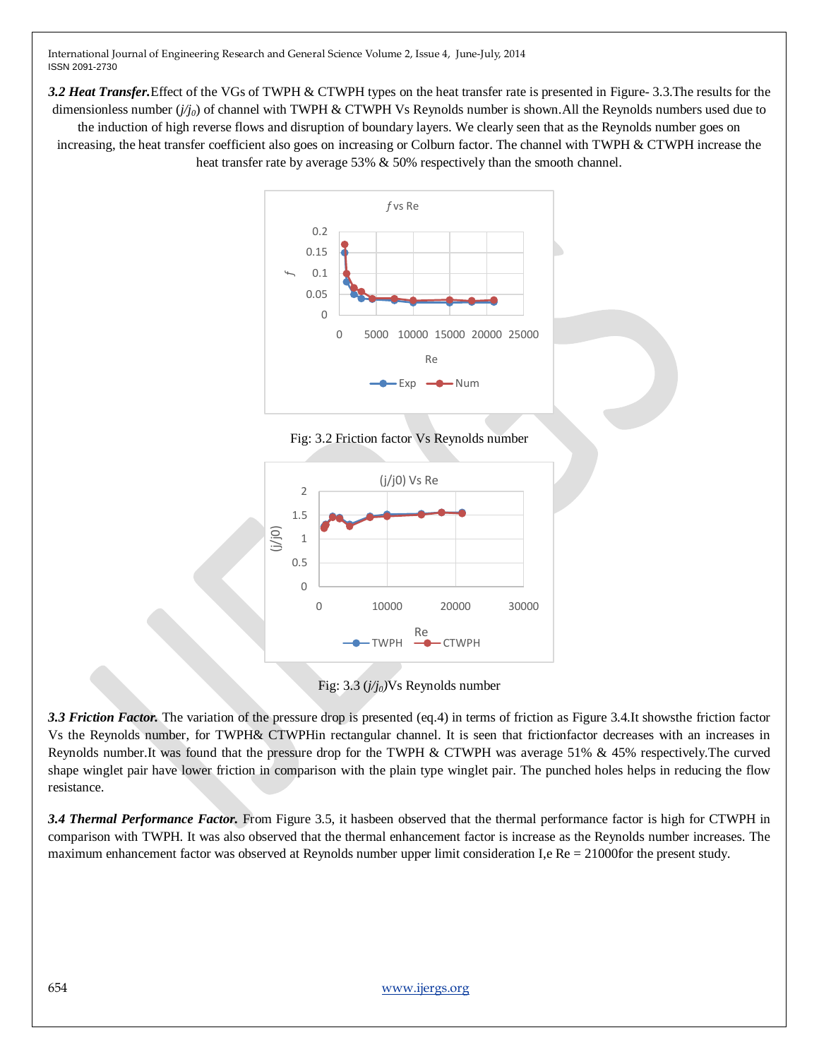***3.2 Heat Transfer.*** Effect of the VGs of TWPH & CTWPH types on the heat transfer rate is presented in Figure- 3.3.The results for the dimensionless number ($j/j_0$) of channel with TWPH & CTWPH Vs Reynolds number is shown.All the Reynolds numbers used due to the induction of high reverse flows and disruption of boundary layers. We clearly seen that as the Reynolds number goes on increasing, the heat transfer coefficient also goes on increasing or Colburn factor. The channel with TWPH & CTWPH increase the heat transfer rate by average 53% & 50% respectively than the smooth channel.

Fig: 3.2 Friction factor Vs Reynolds number

Fig: 3.3 ($j/j_0$)Vs Reynolds number

***3.3 Friction Factor.*** The variation of the pressure drop is presented (eq.4) in terms of friction as Figure 3.4.It showsthe friction factor Vs the Reynolds number, for TWPH& CTWPHin rectangular channel. It is seen that frictionfactor decreases with an increases in Reynolds number.It was found that the pressure drop for the TWPH & CTWPH was average 51% & 45% respectively.The curved shape winglet pair have lower friction in comparison with the plain type winglet pair. The punched holes helps in reducing the flow resistance.

***3.4 Thermal Performance Factor.*** From Figure 3.5, it hasbeen observed that the thermal performance factor is high for CTWPH in comparison with TWPH. It was also observed that the thermal enhancement factor is increase as the Reynolds number increases. The maximum enhancement factor was observed at Reynolds number upper limit consideration I,e Re = 21000for the present study.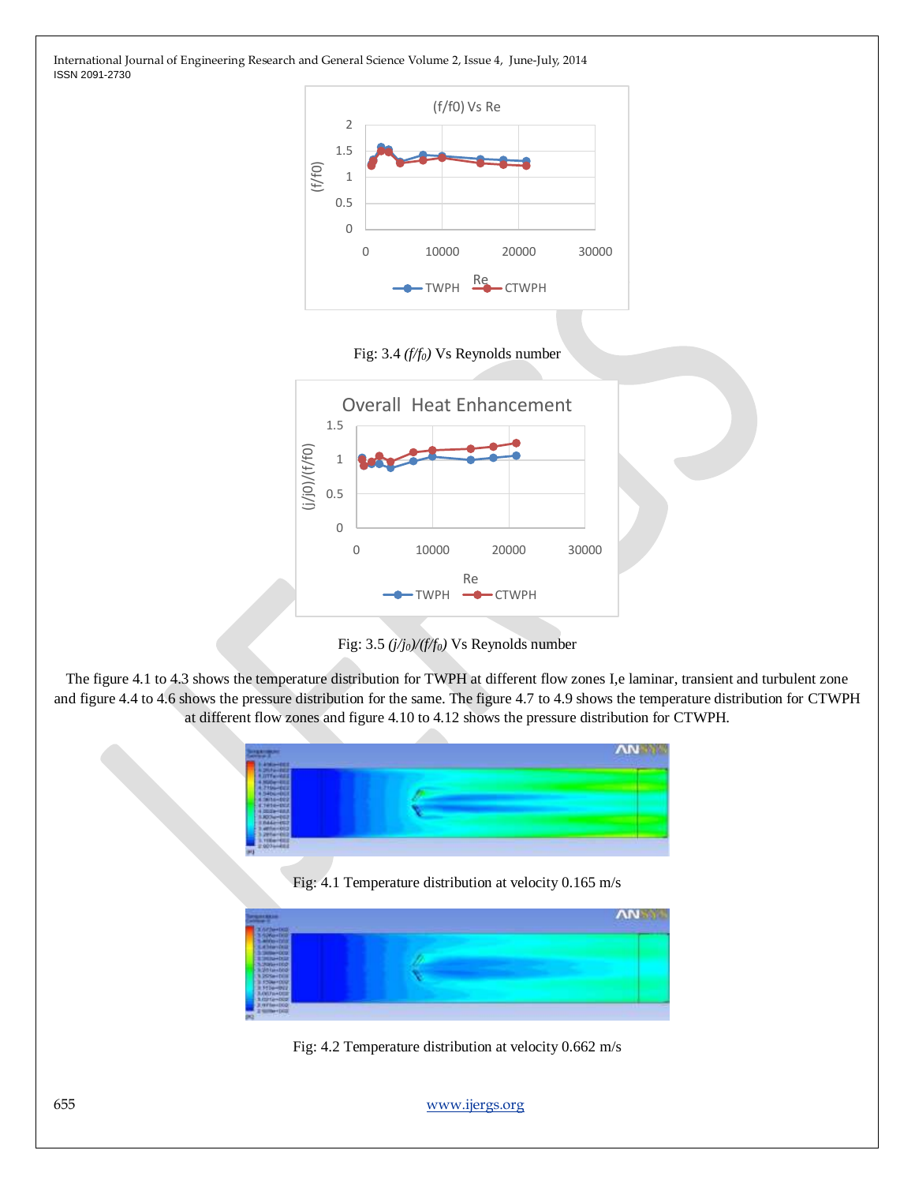Fig: 3.4 $(f/f_0)$ Vs Reynolds number

Fig: 3.5 $(j/j_0)/(f/f_0)$ Vs Reynolds number

The figure 4.1 to 4.3 shows the temperature distribution for TWPH at different flow zones I,e laminar, transient and turbulent zone and figure 4.4 to 4.6 shows the pressure distribution for the same. The figure 4.7 to 4.9 shows the temperature distribution for CTWPH at different flow zones and figure 4.10 to 4.12 shows the pressure distribution for CTWPH.

Fig: 4.1 Temperature distribution at velocity 0.165 m/s

Fig: 4.2 Temperature distribution at velocity 0.662 m/s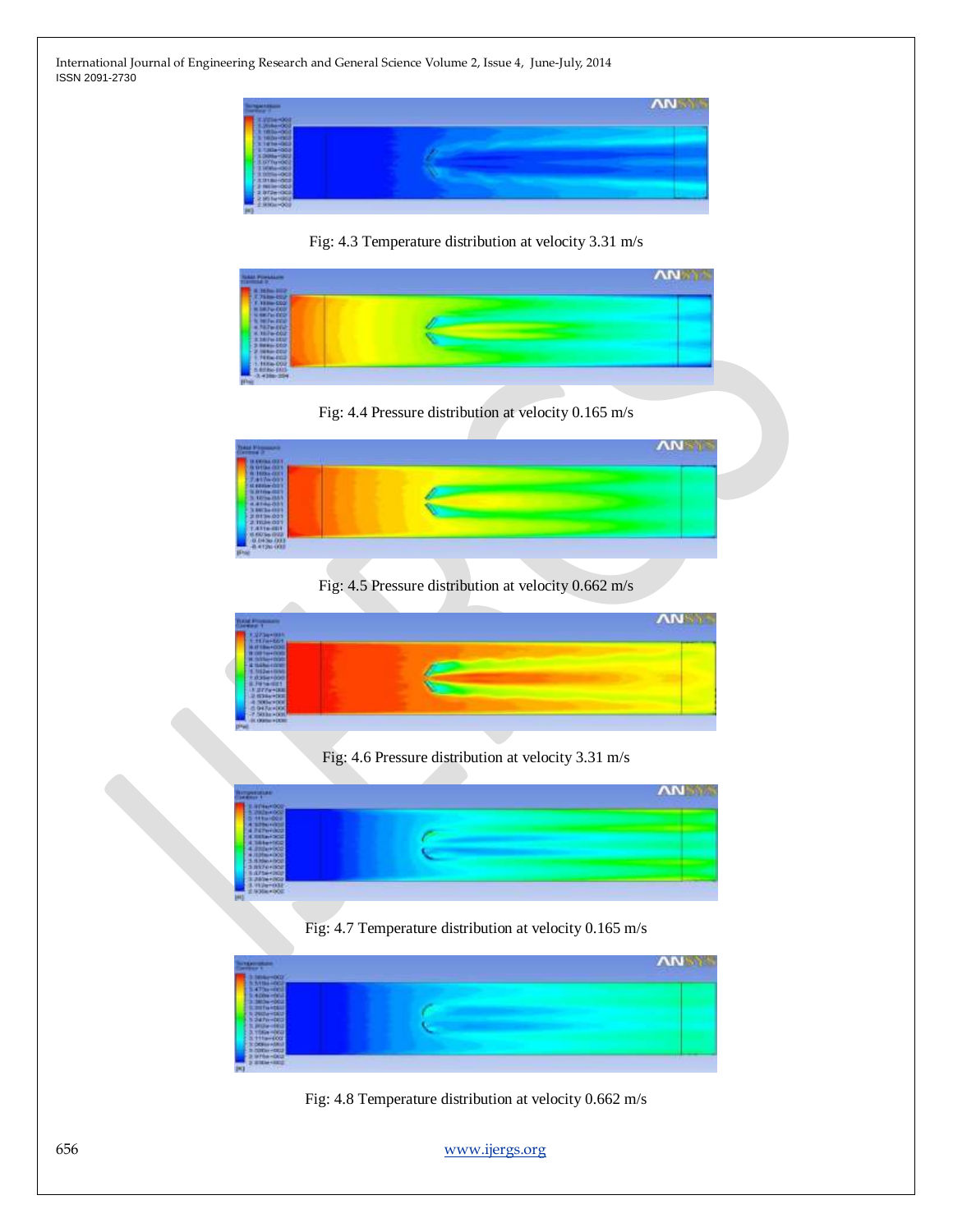Fig: 4.3 Temperature distribution at velocity 3.31 m/s

Fig: 4.4 Pressure distribution at velocity 0.165 m/s

Fig: 4.5 Pressure distribution at velocity 0.662 m/s

Fig: 4.6 Pressure distribution at velocity 3.31 m/s

Fig: 4.7 Temperature distribution at velocity 0.165 m/s

Fig: 4.8 Temperature distribution at velocity 0.662 m/s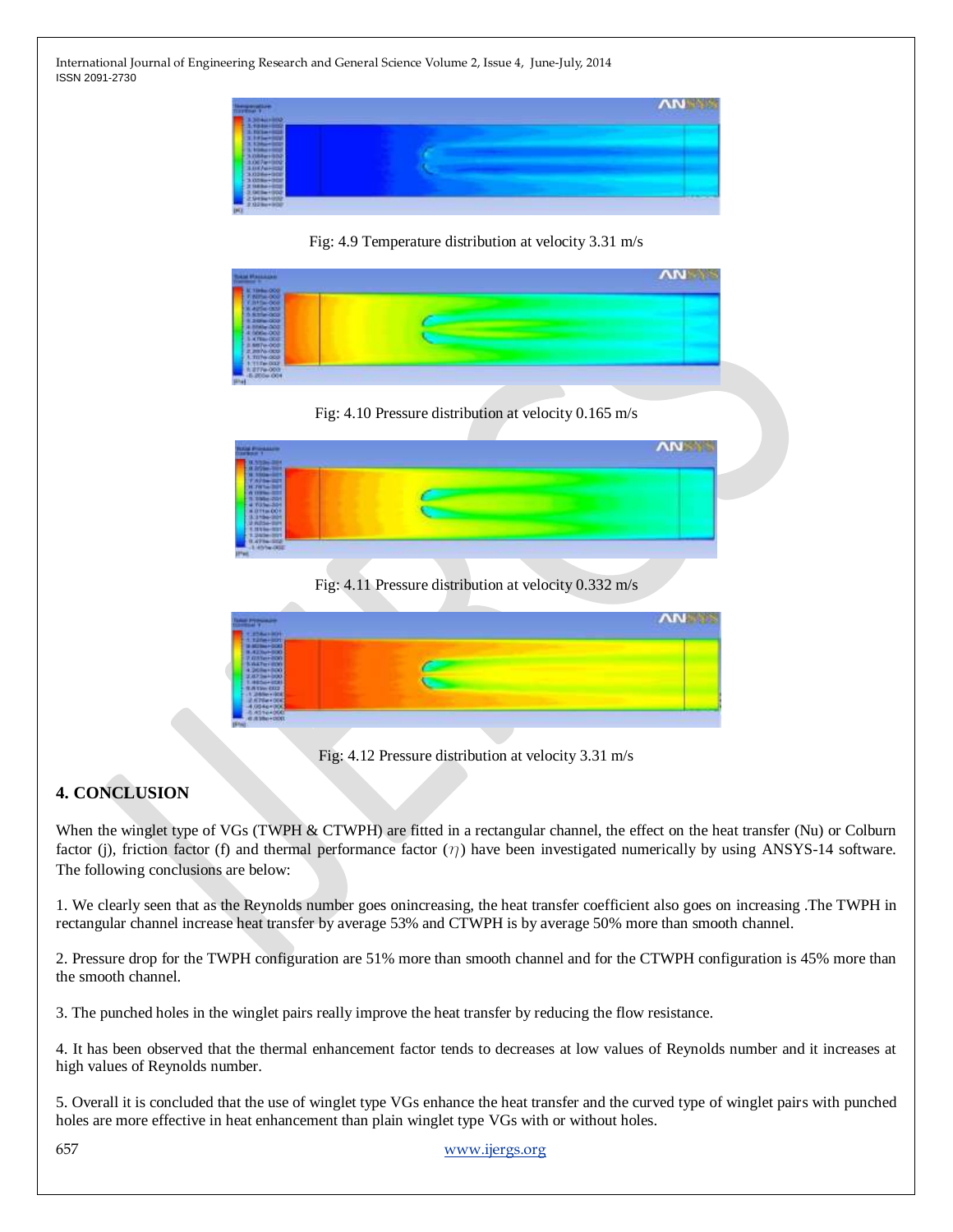Fig: 4.9 Temperature distribution at velocity 3.31 m/s

Fig: 4.10 Pressure distribution at velocity 0.165 m/s

Fig: 4.11 Pressure distribution at velocity 0.332 m/s

Fig: 4.12 Pressure distribution at velocity 3.31 m/s

## 4. CONCLUSION

When the winglet type of VGs (TWPH & CTWPH) are fitted in a rectangular channel, the effect on the heat transfer (Nu) or Colburn factor (j), friction factor (f) and thermal performance factor ($\eta$) have been investigated numerically by using ANSYS-14 software. The following conclusions are below:

1. We clearly seen that as the Reynolds number goes onincreasing, the heat transfer coefficient also goes on increasing .The TWPH in rectangular channel increase heat transfer by average 53% and CTWPH is by average 50% more than smooth channel.

2. Pressure drop for the TWPH configuration are 51% more than smooth channel and for the CTWPH configuration is 45% more than the smooth channel.

3. The punched holes in the winglet pairs really improve the heat transfer by reducing the flow resistance.

4. It has been observed that the thermal enhancement factor tends to decreases at low values of Reynolds number and it increases at high values of Reynolds number.

5. Overall it is concluded that the use of winglet type VGs enhance the heat transfer and the curved type of winglet pairs with punched holes are more effective in heat enhancement than plain winglet type VGs with or without holes.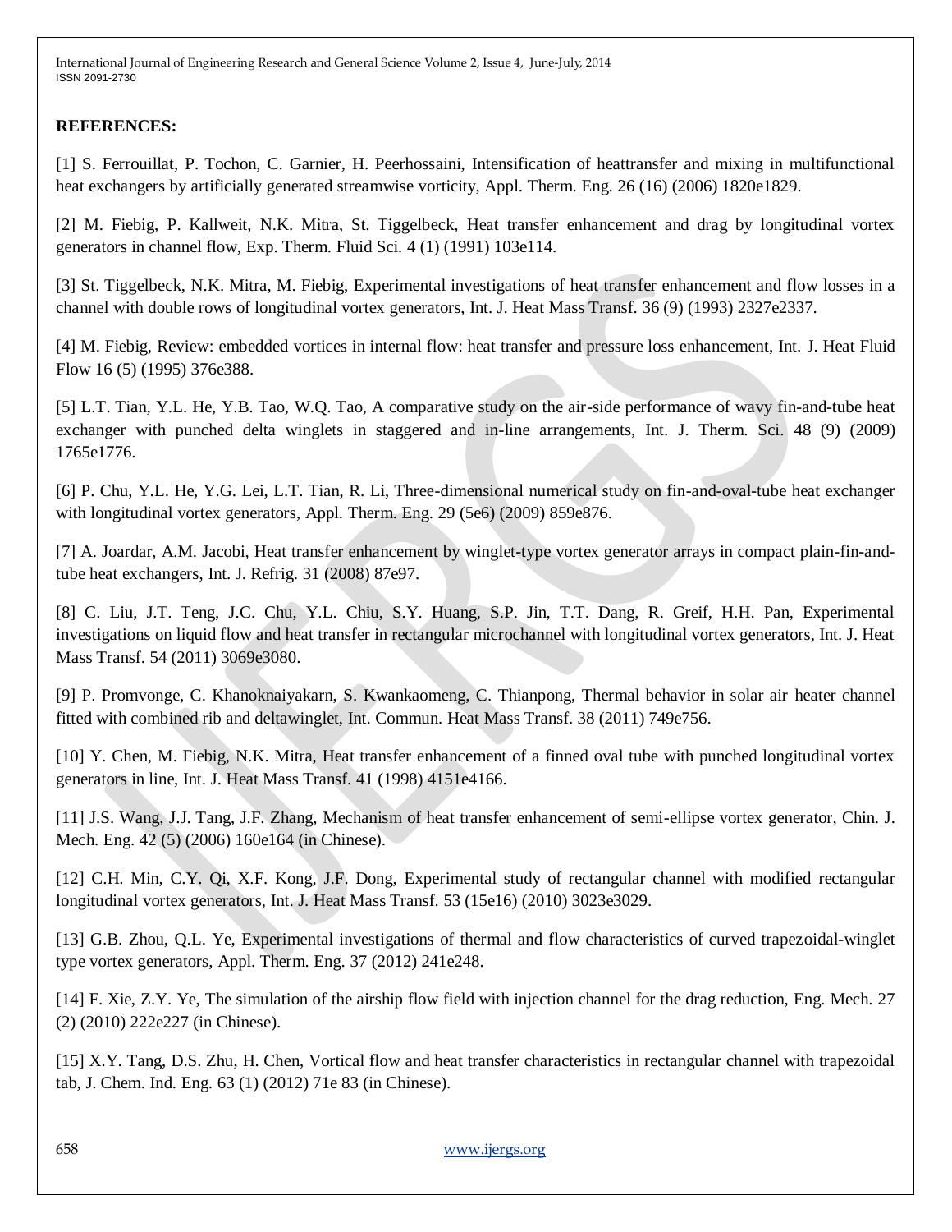**REFERENCES:**

[1] S. Ferrouillat, P. Tochon, C. Garnier, H. Peerhossaini, Intensification of heattransfer and mixing in multifunctional heat exchangers by artificially generated streamwise vorticity, Appl. Therm. Eng. 26 (16) (2006) 1820e1829.

[2] M. Fiebig, P. Kallweit, N.K. Mitra, St. Tiggelbeck, Heat transfer enhancement and drag by longitudinal vortex generators in channel flow, Exp. Therm. Fluid Sci. 4 (1) (1991) 103e114.

[3] St. Tiggelbeck, N.K. Mitra, M. Fiebig, Experimental investigations of heat transfer enhancement and flow losses in a channel with double rows of longitudinal vortex generators, Int. J. Heat Mass Transf. 36 (9) (1993) 2327e2337.

[4] M. Fiebig, Review: embedded vortices in internal flow: heat transfer and pressure loss enhancement, Int. J. Heat Fluid Flow 16 (5) (1995) 376e388.

[5] L.T. Tian, Y.L. He, Y.B. Tao, W.Q. Tao, A comparative study on the air-side performance of wavy fin-and-tube heat exchanger with punched delta winglets in staggered and in-line arrangements, Int. J. Therm. Sci. 48 (9) (2009) 1765e1776.

[6] P. Chu, Y.L. He, Y.G. Lei, L.T. Tian, R. Li, Three-dimensional numerical study on fin-and-oval-tube heat exchanger with longitudinal vortex generators, Appl. Therm. Eng. 29 (5e6) (2009) 859e876.

[7] A. Joardar, A.M. Jacobi, Heat transfer enhancement by winglet-type vortex generator arrays in compact plain-fin-and-tube heat exchangers, Int. J. Refrig. 31 (2008) 87e97.

[8] C. Liu, J.T. Teng, J.C. Chu, Y.L. Chiu, S.Y. Huang, S.P. Jin, T.T. Dang, R. Greif, H.H. Pan, Experimental investigations on liquid flow and heat transfer in rectangular microchannel with longitudinal vortex generators, Int. J. Heat Mass Transf. 54 (2011) 3069e3080.

[9] P. Promvonge, C. Khanoknaiyakarn, S. Kwankaomeng, C. Thianpong, Thermal behavior in solar air heater channel fitted with combined rib and deltawinglet, Int. Commun. Heat Mass Transf. 38 (2011) 749e756.

[10] Y. Chen, M. Fiebig, N.K. Mitra, Heat transfer enhancement of a finned oval tube with punched longitudinal vortex generators in line, Int. J. Heat Mass Transf. 41 (1998) 4151e4166.

[11] J.S. Wang, J.J. Tang, J.F. Zhang, Mechanism of heat transfer enhancement of semi-ellipse vortex generator, Chin. J. Mech. Eng. 42 (5) (2006) 160e164 (in Chinese).

[12] C.H. Min, C.Y. Qi, X.F. Kong, J.F. Dong, Experimental study of rectangular channel with modified rectangular longitudinal vortex generators, Int. J. Heat Mass Transf. 53 (15e16) (2010) 3023e3029.

[13] G.B. Zhou, Q.L. Ye, Experimental investigations of thermal and flow characteristics of curved trapezoidal-winglet type vortex generators, Appl. Therm. Eng. 37 (2012) 241e248.

[14] F. Xie, Z.Y. Ye, The simulation of the airship flow field with injection channel for the drag reduction, Eng. Mech. 27 (2) (2010) 222e227 (in Chinese).

[15] X.Y. Tang, D.S. Zhu, H. Chen, Vortical flow and heat transfer characteristics in rectangular channel with trapezoidal tab, J. Chem. Ind. Eng. 63 (1) (2012) 71e 83 (in Chinese).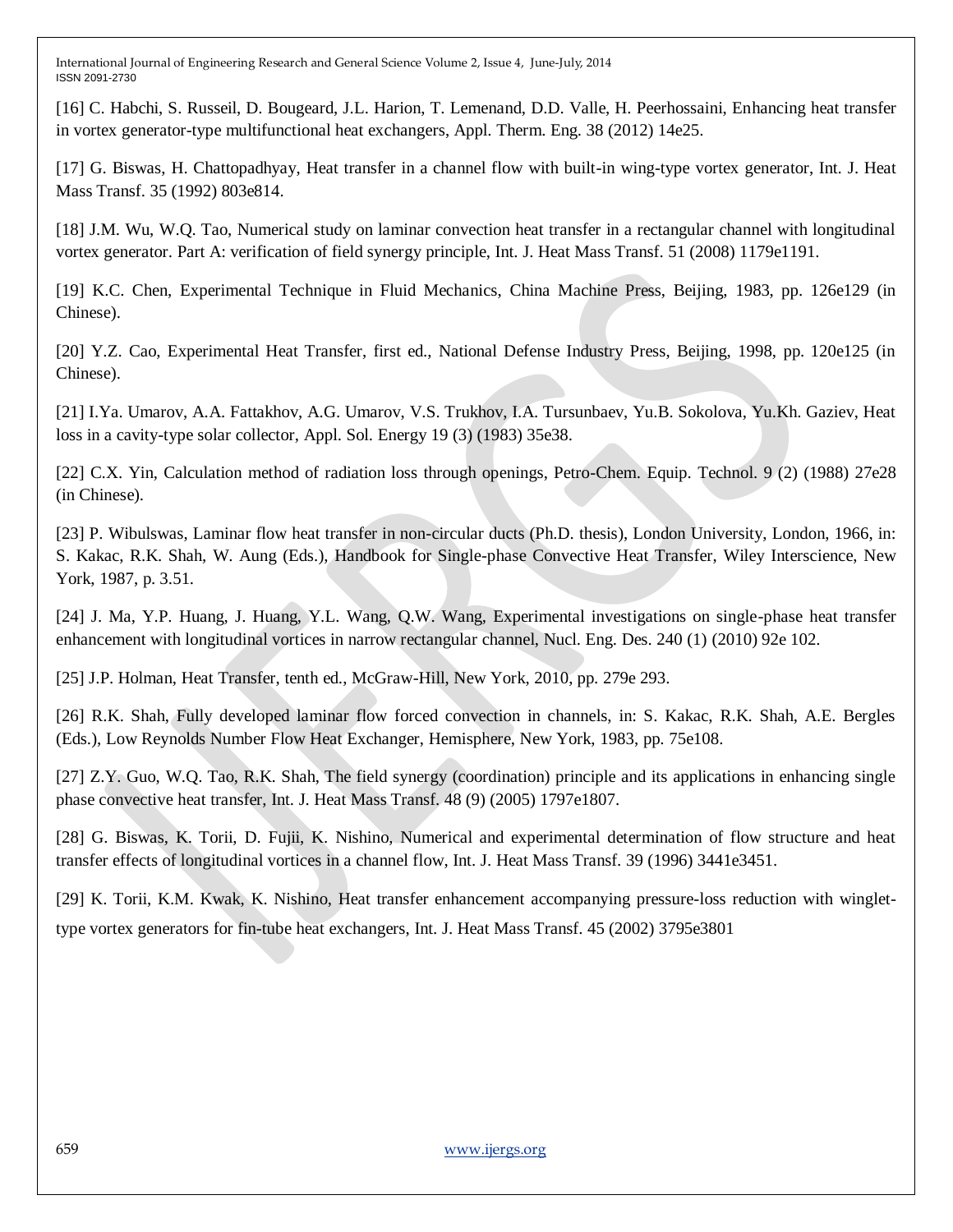[16] C. Habchi, S. Russeil, D. Bougeard, J.L. Harion, T. Lemenand, D.D. Valle, H. Peerhossaini, Enhancing heat transfer in vortex generator-type multifunctional heat exchangers, Appl. Therm. Eng. 38 (2012) 14e25.

[17] G. Biswas, H. Chattopadhyay, Heat transfer in a channel flow with built-in wing-type vortex generator, Int. J. Heat Mass Transf. 35 (1992) 803e814.

[18] J.M. Wu, W.Q. Tao, Numerical study on laminar convection heat transfer in a rectangular channel with longitudinal vortex generator. Part A: verification of field synergy principle, Int. J. Heat Mass Transf. 51 (2008) 1179e1191.

[19] K.C. Chen, Experimental Technique in Fluid Mechanics, China Machine Press, Beijing, 1983, pp. 126e129 (in Chinese).

[20] Y.Z. Cao, Experimental Heat Transfer, first ed., National Defense Industry Press, Beijing, 1998, pp. 120e125 (in Chinese).

[21] I.Ya. Umarov, A.A. Fattakhov, A.G. Umarov, V.S. Trukhov, I.A. Tursunbaev, Yu.B. Sokolova, Yu.Kh. Gaziev, Heat loss in a cavity-type solar collector, Appl. Sol. Energy 19 (3) (1983) 35e38.

[22] C.X. Yin, Calculation method of radiation loss through openings, Petro-Chem. Equip. Technol. 9 (2) (1988) 27e28 (in Chinese).

[23] P. Wibulswas, Laminar flow heat transfer in non-circular ducts (Ph.D. thesis), London University, London, 1966, in: S. Kakac, R.K. Shah, W. Aung (Eds.), Handbook for Single-phase Convective Heat Transfer, Wiley Interscience, New York, 1987, p. 3.51.

[24] J. Ma, Y.P. Huang, J. Huang, Y.L. Wang, Q.W. Wang, Experimental investigations on single-phase heat transfer enhancement with longitudinal vortices in narrow rectangular channel, Nucl. Eng. Des. 240 (1) (2010) 92e 102.

[25] J.P. Holman, Heat Transfer, tenth ed., McGraw-Hill, New York, 2010, pp. 279e 293.

[26] R.K. Shah, Fully developed laminar flow forced convection in channels, in: S. Kakac, R.K. Shah, A.E. Bergles (Eds.), Low Reynolds Number Flow Heat Exchanger, Hemisphere, New York, 1983, pp. 75e108.

[27] Z.Y. Guo, W.Q. Tao, R.K. Shah, The field synergy (coordination) principle and its applications in enhancing single phase convective heat transfer, Int. J. Heat Mass Transf. 48 (9) (2005) 1797e1807.

[28] G. Biswas, K. Torii, D. Fujii, K. Nishino, Numerical and experimental determination of flow structure and heat transfer effects of longitudinal vortices in a channel flow, Int. J. Heat Mass Transf. 39 (1996) 3441e3451.

[29] K. Torii, K.M. Kwak, K. Nishino, Heat transfer enhancement accompanying pressure-loss reduction with winglet-type vortex generators for fin-tube heat exchangers, Int. J. Heat Mass Transf. 45 (2002) 3795e3801